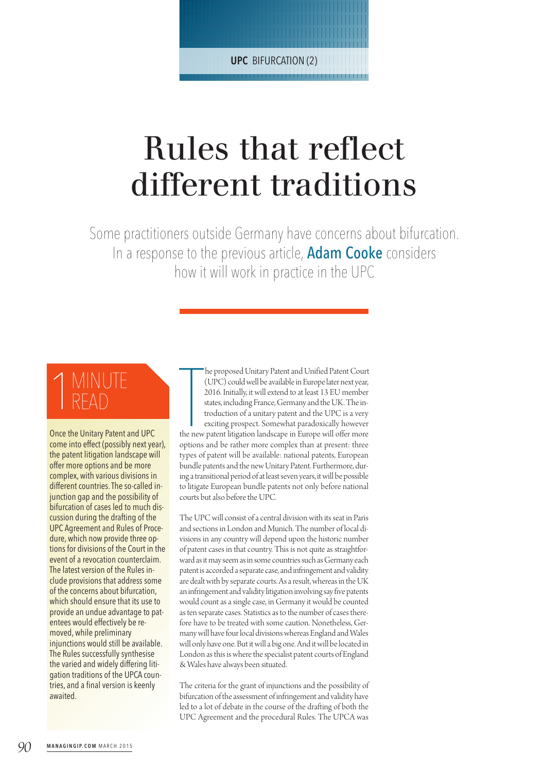UPC BIFURCATION (2)

# Rules that reflect different traditions

Some practitioners outside Germany have concerns about bifurcation. In a response to the previous article, **Adam Cooke** considers how it will work in practice in the UPC

## 1 MINUTE READ

Once the Unitary Patent and UPC come into effect (possibly next year), the patent litigation landscape will offer more options and be more complex, with various divisions in different countries. The so-called injunction gap and the possibility of bifurcation of cases led to much discussion during the drafting of the UPC Agreement and Rules of Procedure, which now provide three options for divisions of the Court in the event of a revocation counterclaim. The latest version of the Rules include provisions that address some of the concerns about bifurcation, which should ensure that its use to provide an undue advantage to patentees would effectively be removed, while preliminary injunctions would still be available. The Rules successfully synthesise the varied and widely differing litigation traditions of the UPCA countries, and a final version is keenly awaited.

The proposed Unitary Patent and Unified Patent Court (UPC) could well be available in Europe later next year, 2016. Initially, it will extend to at least 13 EU member states, including France, Germany and the UK. The introduction of a unitary patent and the UPC is a very exciting prospect. Somewhat paradoxically however the new patent litigation landscape in Europe will offer more options and be rather more complex than at present: three types of patent will be available: national patents, European bundle patents and the new Unitary Patent. Furthermore, during a transitional period of at least seven years, it will be possible to litigate European bundle patents not only before national courts but also before the UPC.

The UPC will consist of a central division with its seat in Paris and sections in London and Munich. The number of local divisions in any country will depend upon the historic number of patent cases in that country. This is not quite as straightforward as it may seem as in some countries such as Germany each patent is accorded a separate case, and infringement and validity are dealt with by separate courts. As a result, whereas in the UK an infringement and validity litigation involving say five patents would count as a single case, in Germany it would be counted as ten separate cases. Statistics as to the number of cases therefore have to be treated with some caution. Nonetheless, Germany will have four local divisions whereas England and Wales will only have one. But it will a big one. And it will be located in London as this is where the specialist patent courts of England & Wales have always been situated.

The criteria for the grant of injunctions and the possibility of bifurcation of the assessment of infringement and validity have led to a lot of debate in the course of the drafting of both the UPC Agreement and the procedural Rules. The UPCA was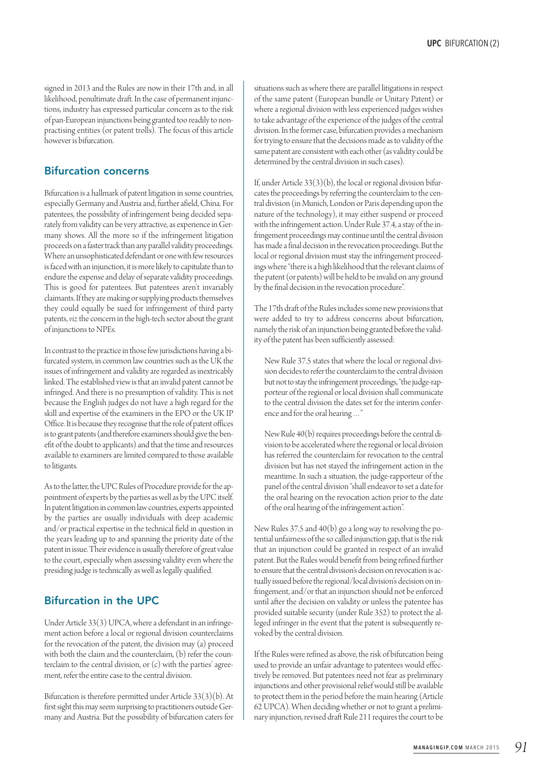signed in 2013 and the Rules are now in their 17th and, in all likelihood, penultimate draft. In the case of permanent injunctions, industry has expressed particular concern as to the risk of pan-European injunctions being granted too readily to non-practising entities (or patent trolls). The focus of this article however is bifurcation.

## Bifurcation concerns

Bifurcation is a hallmark of patent litigation in some countries, especially Germany and Austria and, further afield, China. For patentees, the possibility of infringement being decided separately from validity can be very attractive, as experience in Germany shows. All the more so if the infringement litigation proceeds on a faster track than any parallel validity proceedings. Where an unsophisticated defendant or one with few resources is faced with an injunction, it is more likely to capitulate than to endure the expense and delay of separate validity proceedings. This is good for patentees. But patentees aren't invariably claimants. If they are making or supplying products themselves they could equally be sued for infringement of third party patents, *viz* the concern in the high-tech sector about the grant of injunctions to NPEs.

In contrast to the practice in those few jurisdictions having a bifurcated system, in common law countries such as the UK the issues of infringement and validity are regarded as inextricably linked. The established view is that an invalid patent cannot be infringed. And there is no presumption of validity. This is not because the English judges do not have a high regard for the skill and expertise of the examiners in the EPO or the UK IP Office. It is because they recognise that the role of patent offices is to grant patents (and therefore examiners should give the benefit of the doubt to applicants) and that the time and resources available to examiners are limited compared to those available to litigants.

As to the latter, the UPC Rules of Procedure provide for the appointment of experts by the parties as well as by the UPC itself. In patent litigation in common law countries, experts appointed by the parties are usually individuals with deep academic and/or practical expertise in the technical field in question in the years leading up to and spanning the priority date of the patent in issue. Their evidence is usually therefore of great value to the court, especially when assessing validity even where the presiding judge is technically as well as legally qualified.

## Bifurcation in the UPC

Under Article 33(3) UPCA, where a defendant in an infringement action before a local or regional division counterclaims for the revocation of the patent, the division may (a) proceed with both the claim and the counterclaim, (b) refer the counterclaim to the central division, or (c) with the parties' agreement, refer the entire case to the central division.

Bifurcation is therefore permitted under Article 33(3)(b). At first sight this may seem surprising to practitioners outside Germany and Austria. But the possibility of bifurcation caters for situations such as where there are parallel litigations in respect of the same patent (European bundle or Unitary Patent) or where a regional division with less experienced judges wishes to take advantage of the experience of the judges of the central division. In the former case, bifurcation provides a mechanism for trying to ensure that the decisions made as to validity of the same patent are consistent with each other (as validity could be determined by the central division in such cases).

If, under Article 33(3)(b), the local or regional division bifurcates the proceedings by referring the counterclaim to the central division (in Munich, London or Paris depending upon the nature of the technology), it may either suspend or proceed with the infringement action. Under Rule 37.4, a stay of the infringement proceedings may continue until the central division has made a final decision in the revocation proceedings. But the local or regional division must stay the infringement proceedings where "there is a high likelihood that the relevant claims of the patent (or patents) will be held to be invalid on any ground by the final decision in the revocation procedure".

The 17th draft of the Rules includes some new provisions that were added to try to address concerns about bifurcation, namely the risk of an injunction being granted before the validity of the patent has been sufficiently assessed:

> New Rule 37.5 states that where the local or regional division decides to refer the counterclaim to the central division but not to stay the infringement proceedings, "the judge-rapporteur of the regional or local division shall communicate to the central division the dates set for the interim conference and for the oral hearing ..."
>
> New Rule 40(b) requires proceedings before the central division to be accelerated where the regional or local division has referred the counterclaim for revocation to the central division but has not stayed the infringement action in the meantime. In such a situation, the judge-rapporteur of the panel of the central division "shall endeavor to set a date for the oral hearing on the revocation action prior to the date of the oral hearing of the infringement action".

New Rules 37.5 and 40(b) go a long way to resolving the potential unfairness of the so called injunction gap, that is the risk that an injunction could be granted in respect of an invalid patent. But the Rules would benefit from being refined further to ensure that the central division's decision on revocation is actually issued before the regional/local division's decision on infringement, and/or that an injunction should not be enforced until after the decision on validity or unless the patentee has provided suitable security (under Rule 352) to protect the alleged infringer in the event that the patent is subsequently revoked by the central division.

If the Rules were refined as above, the risk of bifurcation being used to provide an unfair advantage to patentees would effectively be removed. But patentees need not fear as preliminary injunctions and other provisional relief would still be available to protect them in the period before the main hearing (Article 62 UPCA). When deciding whether or not to grant a preliminary injunction, revised draft Rule 211 requires the court to be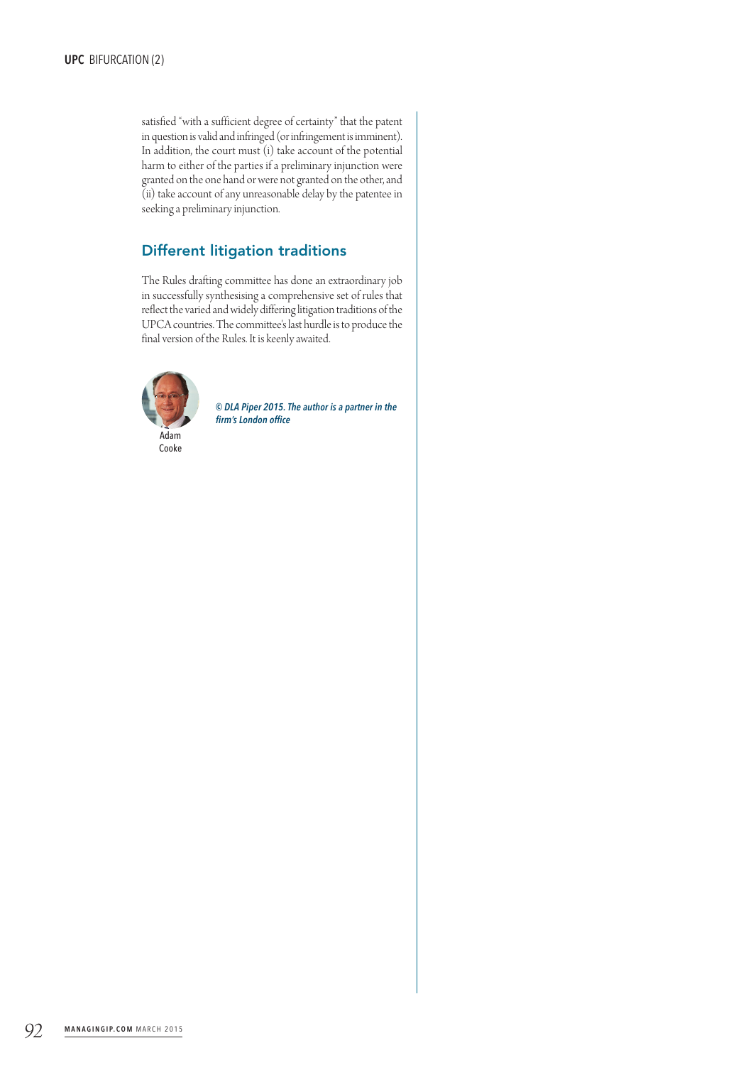satisfied "with a sufficient degree of certainty" that the patent in question is valid and infringed (or infringement is imminent). In addition, the court must (i) take account of the potential harm to either of the parties if a preliminary injunction were granted on the one hand or were not granted on the other, and (ii) take account of any unreasonable delay by the patentee in seeking a preliminary injunction.

## Different litigation traditions

The Rules drafting committee has done an extraordinary job in successfully synthesising a comprehensive set of rules that reflect the varied and widely differing litigation traditions of the UPCA countries. The committee's last hurdle is to produce the final version of the Rules. It is keenly awaited.

Adam Cooke

***© DLA Piper 2015. The author is a partner in the firm's London office***